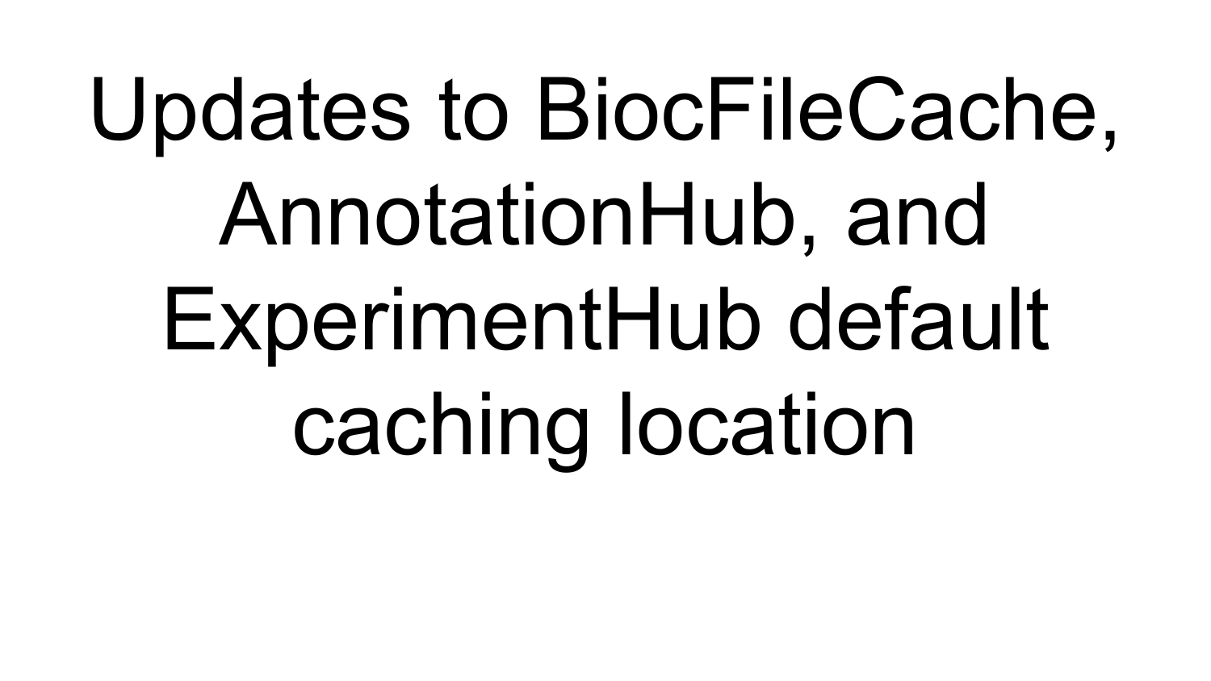# Updates to BiocFileCache, AnnotationHub, and ExperimentHub default caching location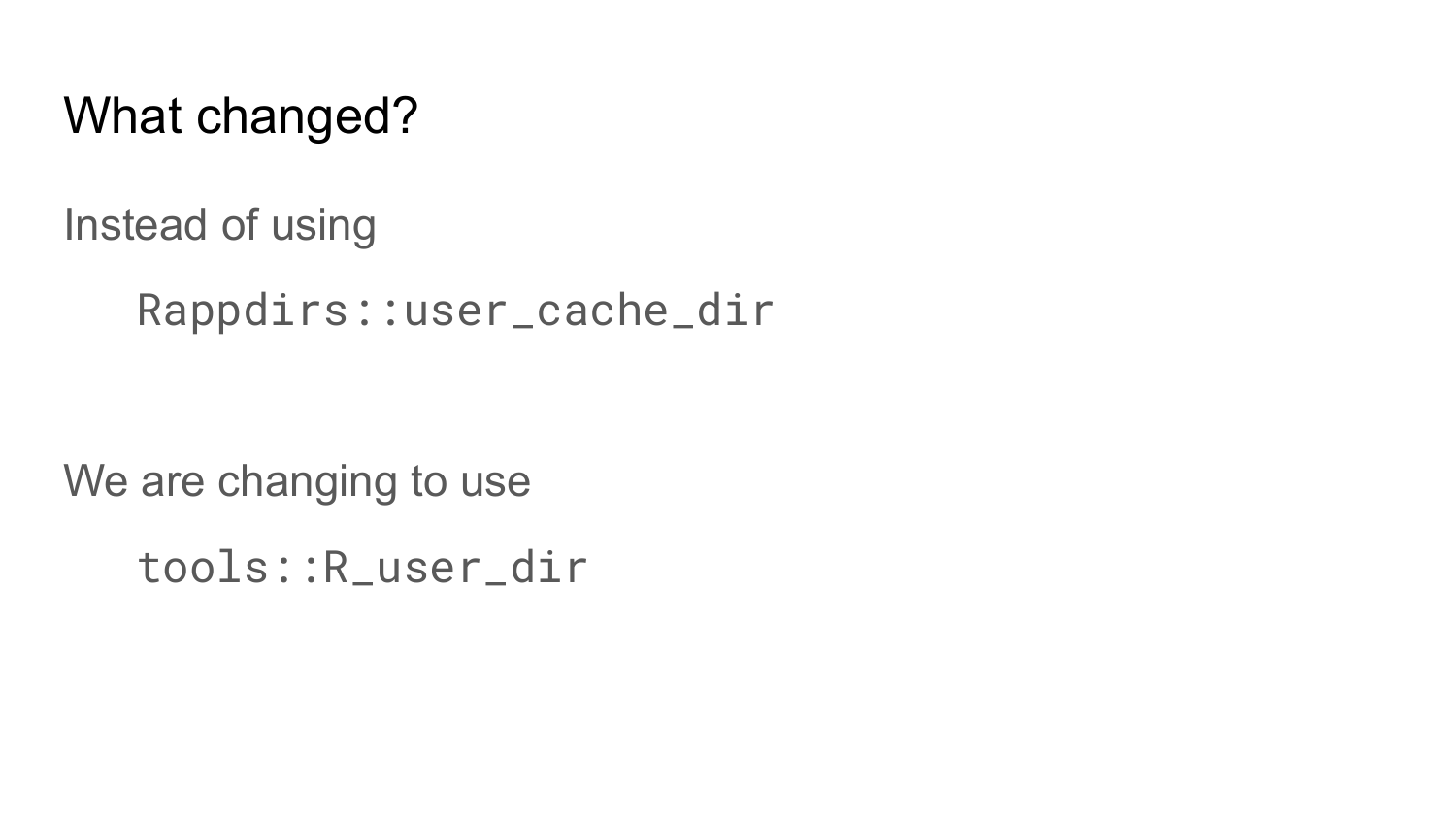# What changed?

Instead of using

```
Rappdirs::user_cache_dir
```

We are changing to use

```
tools::R_user_dir
```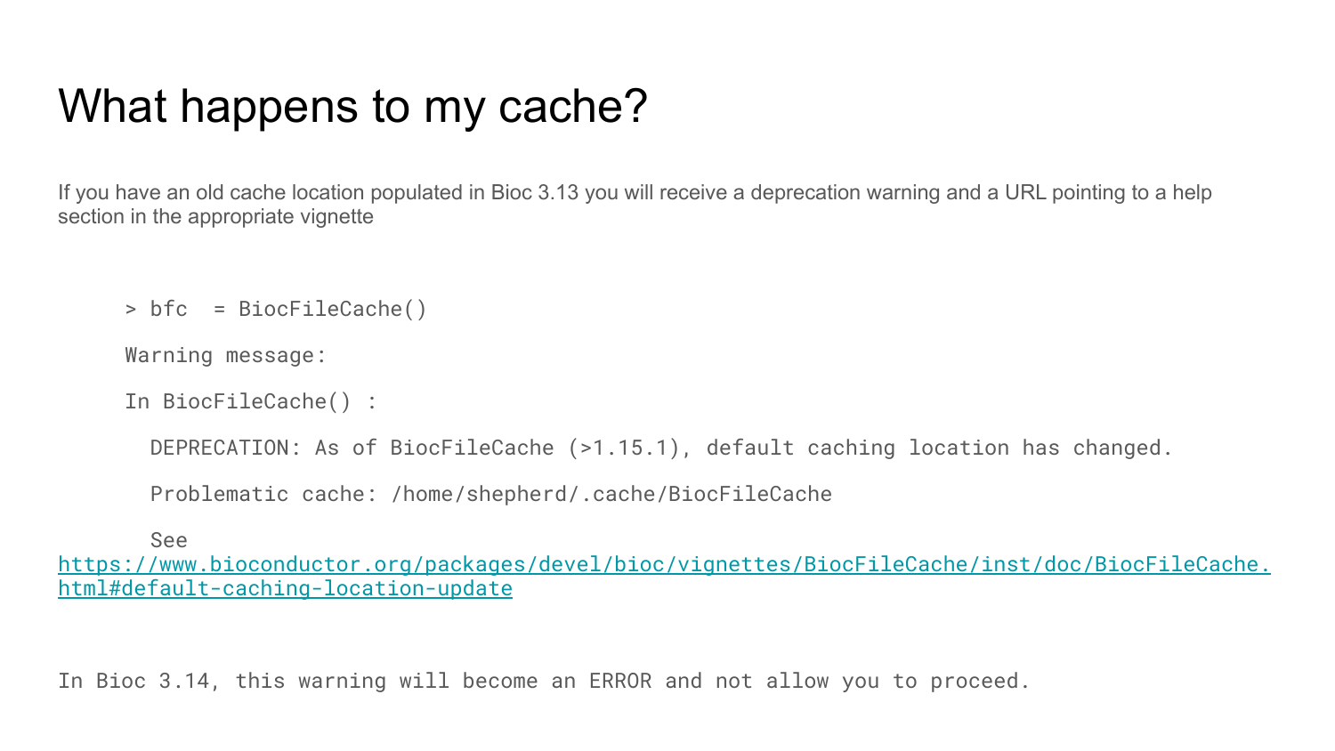# What happens to my cache?

If you have an old cache location populated in Bioc 3.13 you will receive a deprecation warning and a URL pointing to a help section in the appropriate vignette

```
> bfc  = BiocFileCache()
Warning message:
In BiocFileCache() :
  DEPRECATION: As of BiocFileCache (>1.15.1), default caching location has changed.
  Problematic cache: /home/shepherd/.cache/BiocFileCache
  See https://www.bioconductor.org/packages/devel/bioc/vignettes/BiocFileCache/inst/doc/BiocFileCache.html#default-caching-location-update
```

In Bioc 3.14, this warning will become an ERROR and not allow you to proceed.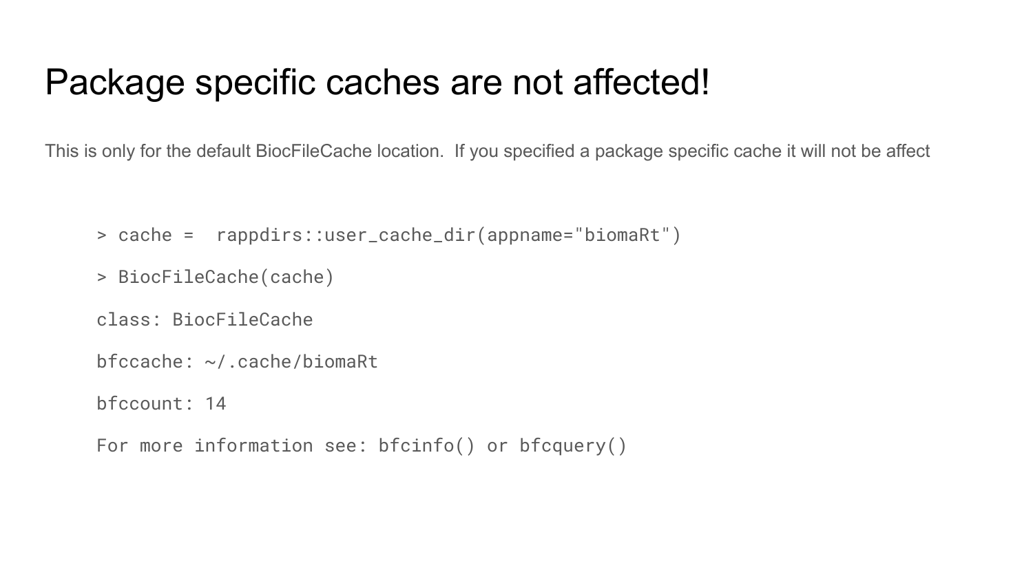# Package specific caches are not affected!

This is only for the default BiocFileCache location.  If you specified a package specific cache it will not be affect

```
> cache =  rappdirs::user_cache_dir(appname="biomaRt")

> BiocFileCache(cache)

class: BiocFileCache

bfccache: ~/.cache/biomaRt

bfccount: 14

For more information see: bfcinfo() or bfcquery()
```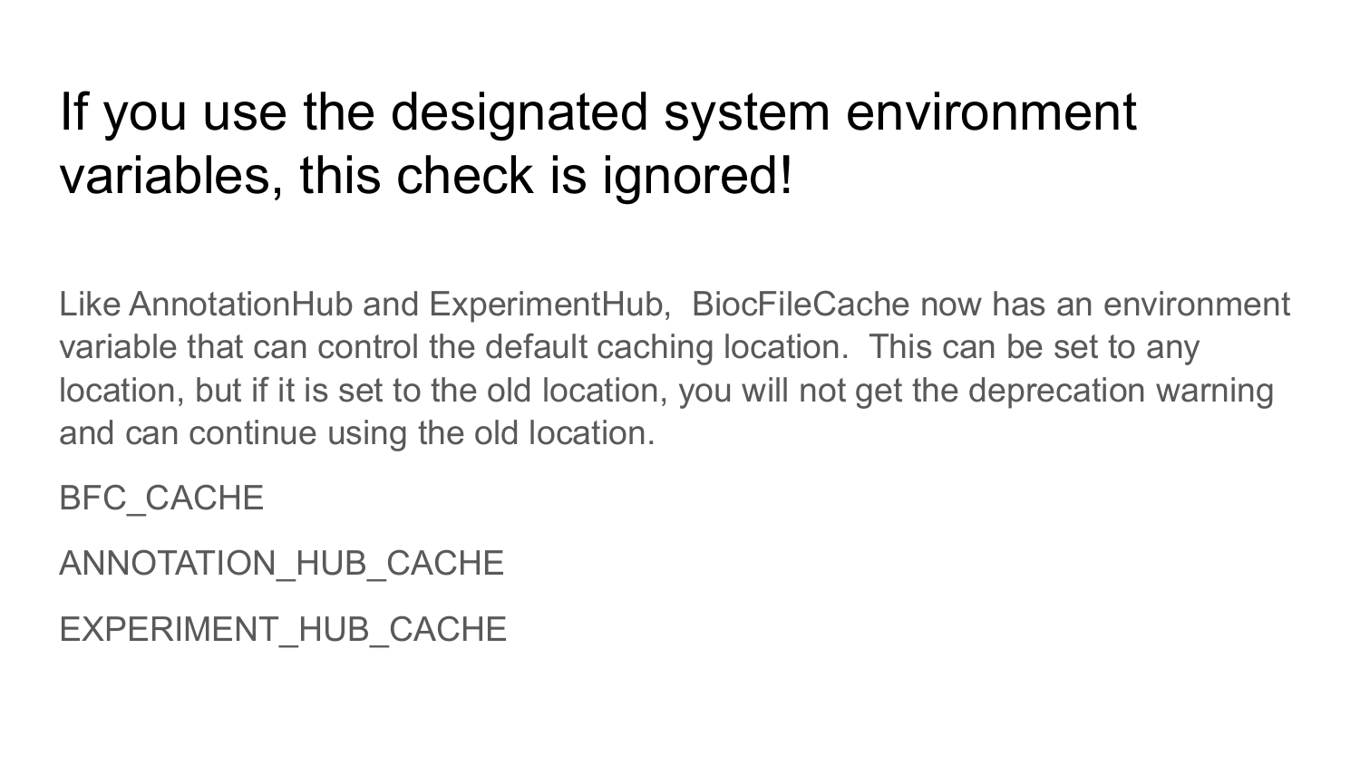# If you use the designated system environment variables, this check is ignored!

Like AnnotationHub and ExperimentHub, BiocFileCache now has an environment variable that can control the default caching location. This can be set to any location, but if it is set to the old location, you will not get the deprecation warning and can continue using the old location.

BFC_CACHE

ANNOTATION_HUB_CACHE

EXPERIMENT_HUB_CACHE